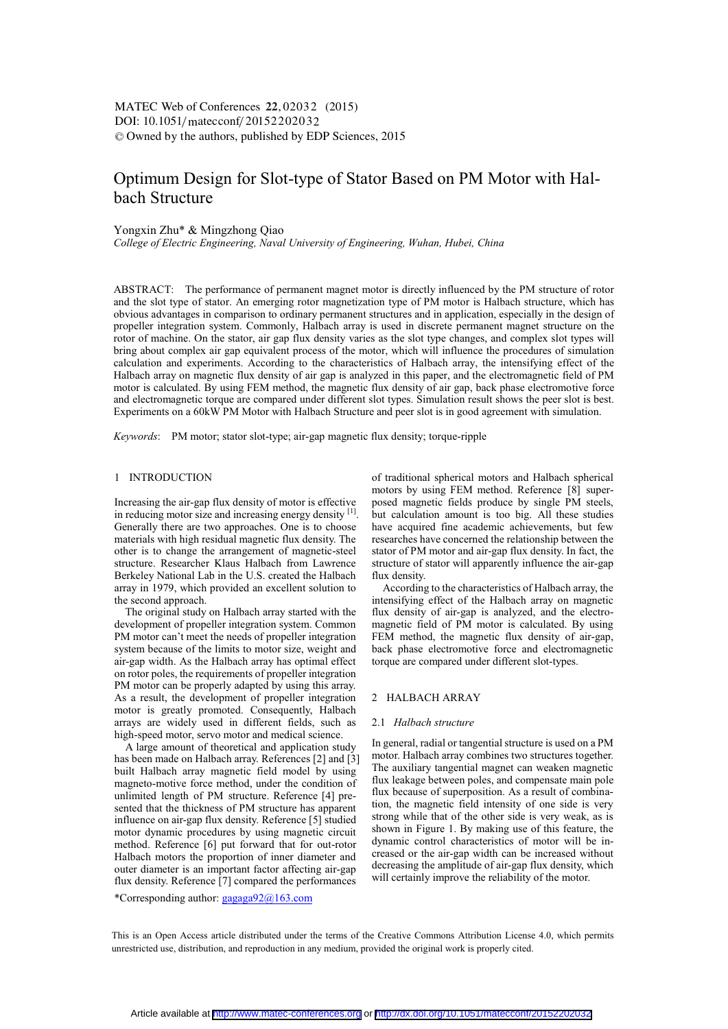# Optimum Design for Slot-type of Stator Based on PM Motor with Halbach Structure

Yongxin Zhu* & Mingzhong Qiao

*College of Electric Engineering, Naval University of Engineering, Wuhan, Hubei, China*

ABSTRACT: The performance of permanent magnet motor is directly influenced by the PM structure of rotor and the slot type of stator. An emerging rotor magnetization type of PM motor is Halbach structure, which has obvious advantages in comparison to ordinary permanent structures and in application, especially in the design of propeller integration system. Commonly, Halbach array is used in discrete permanent magnet structure on the rotor of machine. On the stator, air gap flux density varies as the slot type changes, and complex slot types will bring about complex air gap equivalent process of the motor, which will influence the procedures of simulation calculation and experiments. According to the characteristics of Halbach array, the intensifying effect of the Halbach array on magnetic flux density of air gap is analyzed in this paper, and the electromagnetic field of PM motor is calculated. By using FEM method, the magnetic flux density of air gap, back phase electromotive force and electromagnetic torque are compared under different slot types. Simulation result shows the peer slot is best. Experiments on a 60kW PM Motor with Halbach Structure and peer slot is in good agreement with simulation.

*Keywords*: PM motor; stator slot-type; air-gap magnetic flux density; torque-ripple

## 1 INTRODUCTION

Increasing the air-gap flux density of motor is effective in reducing motor size and increasing energy density [1]. Generally there are two approaches. One is to choose materials with high residual magnetic flux density. The other is to change the arrangement of magnetic-steel structure. Researcher Klaus Halbach from Lawrence Berkeley National Lab in the U.S. created the Halbach array in 1979, which provided an excellent solution to the second approach.

The original study on Halbach array started with the development of propeller integration system. Common PM motor can't meet the needs of propeller integration system because of the limits to motor size, weight and air-gap width. As the Halbach array has optimal effect on rotor poles, the requirements of propeller integration PM motor can be properly adapted by using this array. As a result, the development of propeller integration motor is greatly promoted. Consequently, Halbach arrays are widely used in different fields, such as high-speed motor, servo motor and medical science.

A large amount of theoretical and application study has been made on Halbach array. References [2] and [3] built Halbach array magnetic field model by using magneto-motive force method, under the condition of unlimited length of PM structure. Reference [4] presented that the thickness of PM structure has apparent influence on air-gap flux density. Reference [5] studied motor dynamic procedures by using magnetic circuit method. Reference [6] put forward that for out-rotor Halbach motors the proportion of inner diameter and outer diameter is an important factor affecting air-gap flux density. Reference [7] compared the performances of traditional spherical motors and Halbach spherical motors by using FEM method. Reference [8] superposed magnetic fields produce by single PM steels, but calculation amount is too big. All these studies have acquired fine academic achievements, but few researches have concerned the relationship between the stator of PM motor and air-gap flux density. In fact, the structure of stator will apparently influence the air-gap flux density.

According to the characteristics of Halbach array, the intensifying effect of the Halbach array on magnetic flux density of air-gap is analyzed, and the electromagnetic field of PM motor is calculated. By using FEM method, the magnetic flux density of air-gap, back phase electromotive force and electromagnetic torque are compared under different slot-types.

## 2 HALBACH ARRAY

### 2.1 *Halbach structure*

In general, radial or tangential structure is used on a PM motor. Halbach array combines two structures together. The auxiliary tangential magnet can weaken magnetic flux leakage between poles, and compensate main pole flux because of superposition. As a result of combination, the magnetic field intensity of one side is very strong while that of the other side is very weak, as is shown in Figure 1. By making use of this feature, the dynamic control characteristics of motor will be increased or the air-gap width can be increased without decreasing the amplitude of air-gap flux density, which will certainly improve the reliability of the motor.

*Corresponding author: gagaga92@163.com

This is an Open Access article distributed under the terms of the Creative Commons Attribution License 4.0, which permits unrestricted use, distribution, and reproduction in any medium, provided the original work is properly cited.

Article available at http://www.matec-conferences.org or http://dx.doi.org/10.1051/matecconf/20152202032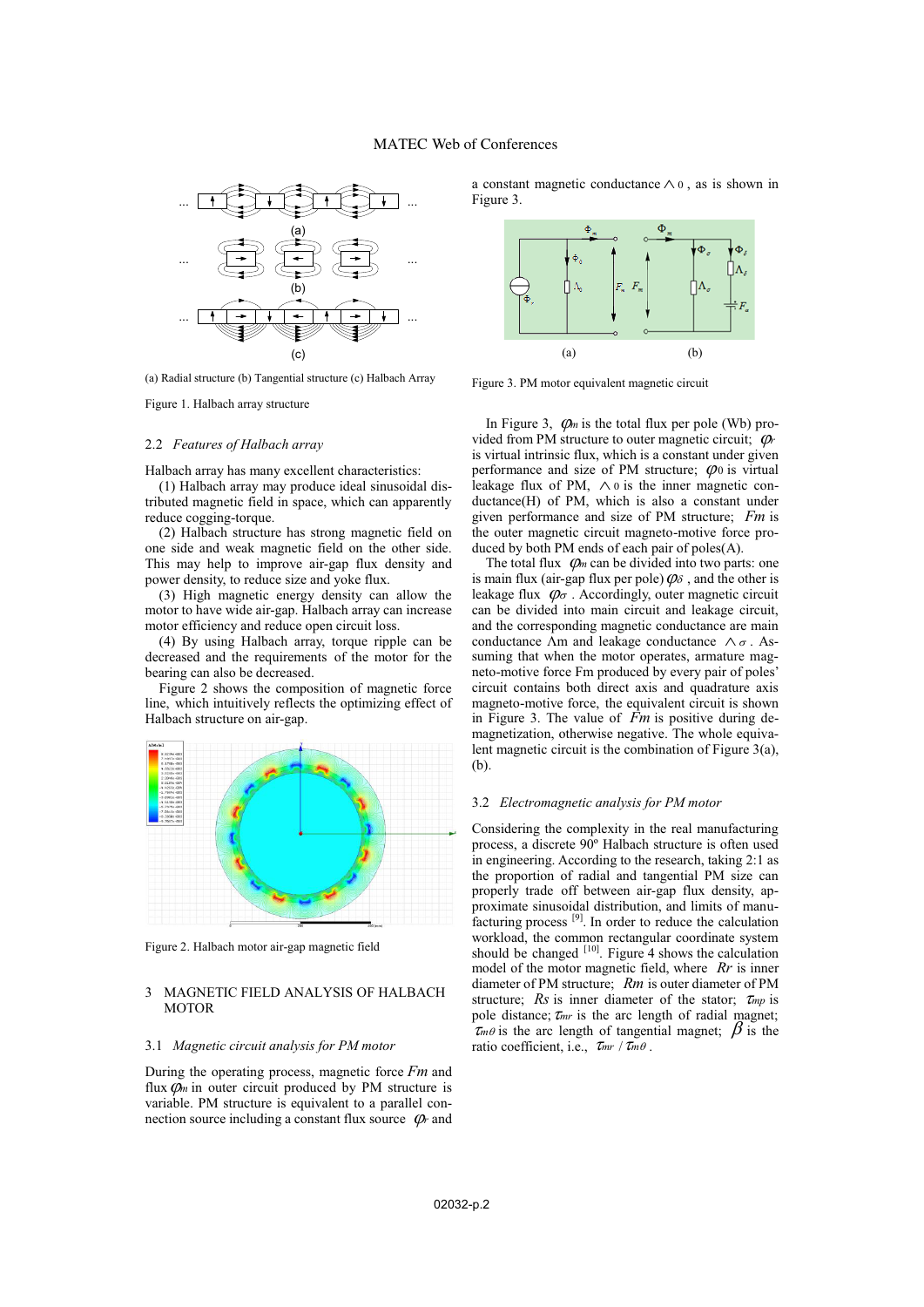(a) Radial structure (b) Tangential structure (c) Halbach Array

Figure 1. Halbach array structure

### 2.2 *Features of Halbach array*

Halbach array has many excellent characteristics:

(1) Halbach array may produce ideal sinusoidal distributed magnetic field in space, which can apparently reduce cogging-torque.

(2) Halbach structure has strong magnetic field on one side and weak magnetic field on the other side. This may help to improve air-gap flux density and power density, to reduce size and yoke flux.

(3) High magnetic energy density can allow the motor to have wide air-gap. Halbach array can increase motor efficiency and reduce open circuit loss.

(4) By using Halbach array, torque ripple can be decreased and the requirements of the motor for the bearing can also be decreased.

Figure 2 shows the composition of magnetic force line, which intuitively reflects the optimizing effect of Halbach structure on air-gap.

Figure 2. Halbach motor air-gap magnetic field

## 3 MAGNETIC FIELD ANALYSIS OF HALBACH MOTOR

### 3.1 *Magnetic circuit analysis for PM motor*

During the operating process, magnetic force $Fm$ and flux $\varphi_m$ in outer circuit produced by PM structure is variable. PM structure is equivalent to a parallel connection source including a constant flux source $\varphi_r$ and a constant magnetic conductance $\wedge_0$, as is shown in Figure 3.

Figure 3. PM motor equivalent magnetic circuit

In Figure 3, $\varphi_m$ is the total flux per pole (Wb) provided from PM structure to outer magnetic circuit; $\varphi_r$ is virtual intrinsic flux, which is a constant under given performance and size of PM structure; $\varphi_0$ is virtual leakage flux of PM, $\wedge_0$ is the inner magnetic conductance(H) of PM, which is also a constant under given performance and size of PM structure; $Fm$ is the outer magnetic circuit magneto-motive force produced by both PM ends of each pair of poles(A).

The total flux $\varphi_m$ can be divided into two parts: one is main flux (air-gap flux per pole) $\varphi_\delta$, and the other is leakage flux $\varphi_\sigma$. Accordingly, outer magnetic circuit can be divided into main circuit and leakage circuit, and the corresponding magnetic conductance are main conductance Λm and leakage conductance $\wedge_\sigma$. Assuming that when the motor operates, armature magneto-motive force Fm produced by every pair of poles' circuit contains both direct axis and quadrature axis magneto-motive force, the equivalent circuit is shown in Figure 3. The value of $Fm$ is positive during demagnetization, otherwise negative. The whole equivalent magnetic circuit is the combination of Figure 3(a), (b).

### 3.2 *Electromagnetic analysis for PM motor*

Considering the complexity in the real manufacturing process, a discrete 90º Halbach structure is often used in engineering. According to the research, taking 2:1 as the proportion of radial and tangential PM size can properly trade off between air-gap flux density, approximate sinusoidal distribution, and limits of manufacturing process [9]. In order to reduce the calculation workload, the common rectangular coordinate system should be changed [10]. Figure 4 shows the calculation model of the motor magnetic field, where $Rr$ is inner diameter of PM structure; $Rm$ is outer diameter of PM structure; $Rs$ is inner diameter of the stator; $\tau_{mp}$ is pole distance; $\tau_{mr}$ is the arc length of radial magnet; $\tau_{m\theta}$ is the arc length of tangential magnet; $\beta$ is the ratio coefficient, i.e., $\tau_{mr} / \tau_{m\theta}$.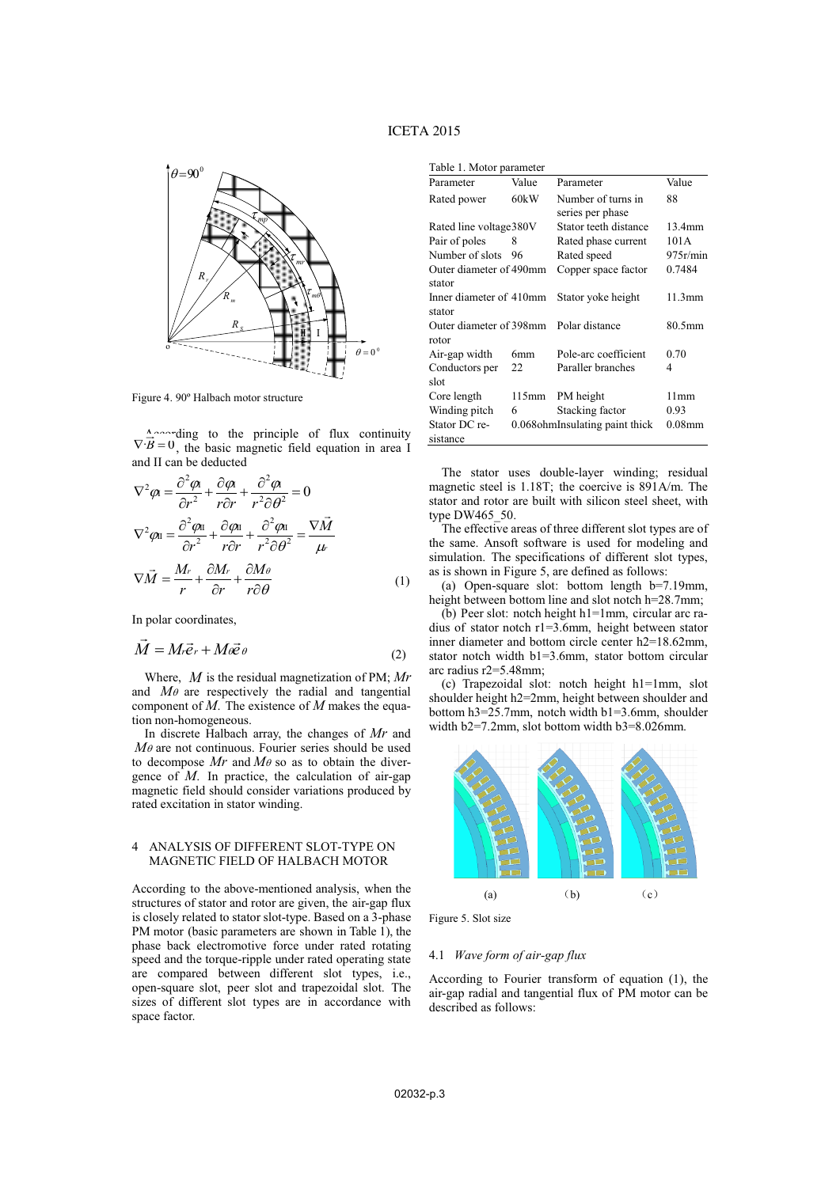Figure 4. 90º Halbach motor structure

According to the principle of flux continuity $\nabla \cdot \vec{B} = 0$, the basic magnetic field equation in area I and II can be deducted

$$
\begin{aligned}
\nabla^2 \varphi_{\mathrm{I}} &= \frac{\partial^2 \varphi_{\mathrm{I}}}{\partial r^2} + \frac{\partial \varphi_{\mathrm{I}}}{r \partial r} + \frac{\partial^2 \varphi_{\mathrm{I}}}{r^2 \partial \theta^2} = 0 \\
\nabla^2 \varphi_{\mathrm{II}} &= \frac{\partial^2 \varphi_{\mathrm{II}}}{\partial r^2} + \frac{\partial \varphi_{\mathrm{II}}}{r \partial r} + \frac{\partial^2 \varphi_{\mathrm{II}}}{r^2 \partial \theta^2} = \frac{\nabla \vec{M}}{\mu_r} \\
\nabla \vec{M} &= \frac{M_r}{r} + \frac{\partial M_r}{\partial r} + \frac{\partial M_\theta}{r \partial \theta}
\end{aligned}
\tag{1}
$$

In polar coordinates,

$$
\vec{M} = M_r \vec{e}_r + M_\theta \vec{e}_\theta \tag{2}
$$

Where, $M$ is the residual magnetization of PM; $Mr$ and $M\theta$ are respectively the radial and tangential component of $M$. The existence of $M$ makes the equation non-homogeneous.

In discrete Halbach array, the changes of $Mr$ and $M\theta$ are not continuous. Fourier series should be used to decompose $Mr$ and $M\theta$ so as to obtain the divergence of $M$. In practice, the calculation of air-gap magnetic field should consider variations produced by rated excitation in stator winding.

## 4 ANALYSIS OF DIFFERENT SLOT-TYPE ON MAGNETIC FIELD OF HALBACH MOTOR

According to the above-mentioned analysis, when the structures of stator and rotor are given, the air-gap flux is closely related to stator slot-type. Based on a 3-phase PM motor (basic parameters are shown in Table 1), the phase back electromotive force under rated rotating speed and the torque-ripple under rated operating state are compared between different slot types, i.e., open-square slot, peer slot and trapezoidal slot. The sizes of different slot types are in accordance with space factor.

Table 1. Motor parameter

| Parameter | Value | Parameter | Value |
|---|---|---|---|
| Rated power | 60kW | Number of turns in series per phase | 88 |
| Rated line voltage | 380V | Stator teeth distance | 13.4mm |
| Pair of poles | 8 | Rated phase current | 101A |
| Number of slots | 96 | Rated speed | 975r/min |
| Outer diameter of stator | 490mm | Copper space factor | 0.7484 |
| Inner diameter of stator | 410mm | Stator yoke height | 11.3mm |
| Outer diameter of rotor | 398mm | Polar distance | 80.5mm |
| Air-gap width | 6mm | Pole-arc coefficient | 0.70 |
| Conductors per slot | 22 | Paraller branches | 4 |
| Core length | 115mm | PM height | 11mm |
| Winding pitch | 6 | Stacking factor | 0.93 |
| Stator DC resistance | 0.068ohm | Insulating paint thick | 0.08mm |

The stator uses double-layer winding; residual magnetic steel is 1.18T; the coercive is 891A/m. The stator and rotor are built with silicon steel sheet, with type DW465_50.

The effective areas of three different slot types are of the same. Ansoft software is used for modeling and simulation. The specifications of different slot types, as is shown in Figure 5, are defined as follows:

(a) Open-square slot: bottom length b=7.19mm, height between bottom line and slot notch h=28.7mm;

(b) Peer slot: notch height h1=1mm, circular arc radius of stator notch r1=3.6mm, height between stator inner diameter and bottom circle center h2=18.62mm, stator notch width b1=3.6mm, stator bottom circular arc radius r2=5.48mm;

(c) Trapezoidal slot: notch height h1=1mm, slot shoulder height h2=2mm, height between shoulder and bottom h3=25.7mm, notch width b1=3.6mm, shoulder width b2=7.2mm, slot bottom width b3=8.026mm.

(a) (b) (c)

Figure 5. Slot size

### 4.1 *Wave form of air-gap flux*

According to Fourier transform of equation (1), the air-gap radial and tangential flux of PM motor can be described as follows: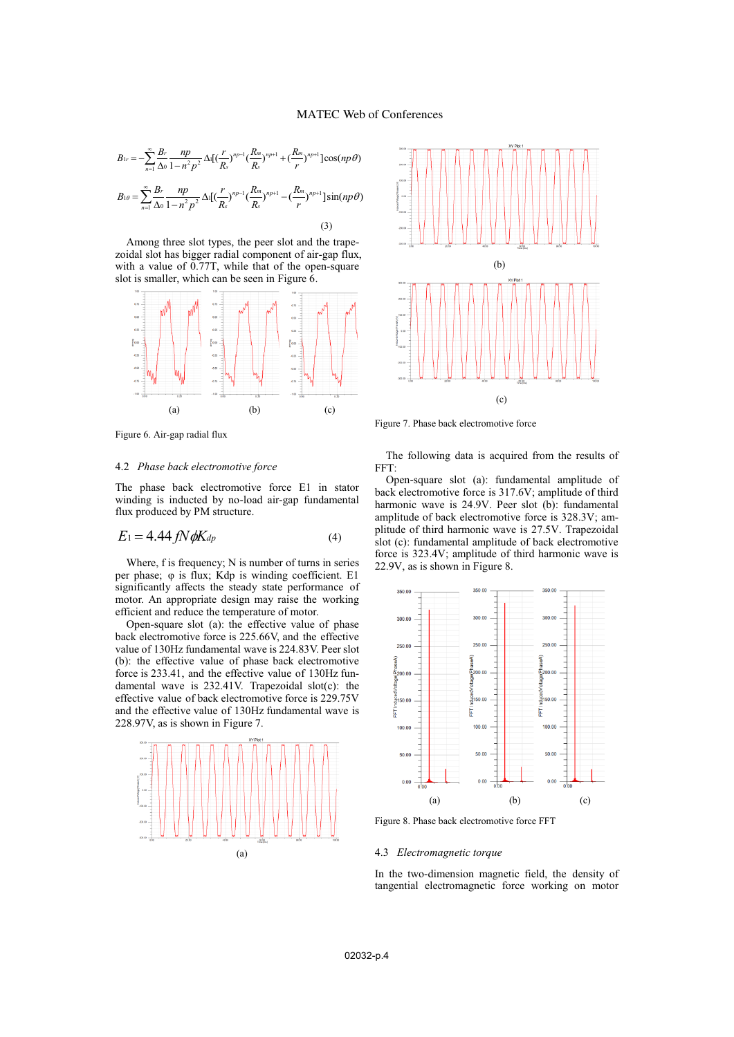$$B_{1r} = -\sum_{n=1}^{\infty} \frac{B_r}{\Delta_0} \frac{np}{1-n^2p^2} \Delta_1 [(\frac{r}{R_s})^{np-1} (\frac{R_m}{R_s})^{np+1} + (\frac{R_m}{r})^{np+1}] \cos(np\theta)$$

$$B_{1\theta} = \sum_{n=1}^{\infty} \frac{B_r}{\Delta_0} \frac{np}{1-n^2p^2} \Delta_1 [(\frac{r}{R_s})^{np-1} (\frac{R_m}{R_s})^{np+1} - (\frac{R_m}{r})^{np+1}] \sin(np\theta)$$

(3)

Among three slot types, the peer slot and the trapezoidal slot has bigger radial component of air-gap flux, with a value of 0.77T, while that of the open-square slot is smaller, which can be seen in Figure 6.

(a) (b) (c)

Figure 6. Air-gap radial flux

## 4.2 *Phase back electromotive force*

The phase back electromotive force E1 in stator winding is inducted by no-load air-gap fundamental flux produced by PM structure.

$$E_1 = 4.44 fN\phi K_{dp} \qquad (4)$$

Where, f is frequency; N is number of turns in series per phase; φ is flux; Kdp is winding coefficient. E1 significantly affects the steady state performance of motor. An appropriate design may raise the working efficient and reduce the temperature of motor.

Open-square slot (a): the effective value of phase back electromotive force is 225.66V, and the effective value of 130Hz fundamental wave is 224.83V. Peer slot (b): the effective value of phase back electromotive force is 233.41, and the effective value of 130Hz fundamental wave is 232.41V. Trapezoidal slot(c): the effective value of back electromotive force is 229.75V and the effective value of 130Hz fundamental wave is 228.97V, as is shown in Figure 7.

(a)

(b)

(c)

Figure 7. Phase back electromotive force

The following data is acquired from the results of FFT:

Open-square slot (a): fundamental amplitude of back electromotive force is 317.6V; amplitude of third harmonic wave is 24.9V. Peer slot (b): fundamental amplitude of back electromotive force is 328.3V; amplitude of third harmonic wave is 27.5V. Trapezoidal slot (c): fundamental amplitude of back electromotive force is 323.4V; amplitude of third harmonic wave is 22.9V, as is shown in Figure 8.

(a) (b) (c)

Figure 8. Phase back electromotive force FFT

## 4.3 *Electromagnetic torque*

In the two-dimension magnetic field, the density of tangential electromagnetic force working on motor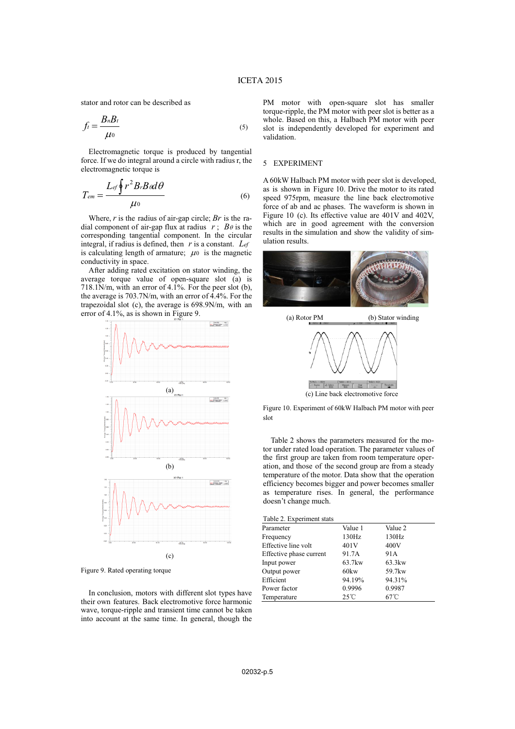stator and rotor can be described as

$$f_t = \frac{B_n B_t}{\mu_0} \tag{5}$$

Electromagnetic torque is produced by tangential force. If we do integral around a circle with radius r, the electromagnetic torque is

$$T_{em} = \frac{L_{ef} \oint r^2 B_r B_\theta d\theta}{\mu_0} \tag{6}$$

Where, $r$ is the radius of air-gap circle; $Br$ is the radial component of air-gap flux at radius $r$; $B\theta$ is the corresponding tangential component. In the circular integral, if radius is defined, then $r$ is a constant. $L_{ef}$ is calculating length of armature; $\mu_0$ is the magnetic conductivity in space.

After adding rated excitation on stator winding, the average torque value of open-square slot (a) is 718.1N/m, with an error of 4.1%. For the peer slot (b), the average is 703.7N/m, with an error of 4.4%. For the trapezoidal slot (c), the average is 698.9N/m, with an error of 4.1%, as is shown in Figure 9.

(a)

(b)

(c)

Figure 9. Rated operating torque

In conclusion, motors with different slot types have their own features. Back electromotive force harmonic wave, torque-ripple and transient time cannot be taken into account at the same time. In general, though the PM motor with open-square slot has smaller torque-ripple, the PM motor with peer slot is better as a whole. Based on this, a Halbach PM motor with peer slot is independently developed for experiment and validation.

## 5 EXPERIMENT

A 60kW Halbach PM motor with peer slot is developed, as is shown in Figure 10. Drive the motor to its rated speed 975rpm, measure the line back electromotive force of ab and ac phases. The waveform is shown in Figure 10 (c). Its effective value are 401V and 402V, which are in good agreement with the conversion results in the simulation and show the validity of simulation results.

(a) Rotor PM (b) Stator winding

(c) Line back electromotive force

Figure 10. Experiment of 60kW Halbach PM motor with peer slot

Table 2 shows the parameters measured for the motor under rated load operation. The parameter values of the first group are taken from room temperature operation, and those of the second group are from a steady temperature of the motor. Data show that the operation efficiency becomes bigger and power becomes smaller as temperature rises. In general, the performance doesn't change much.

Table 2. Experiment stats

| Parameter | Value 1 | Value 2 |
|---|---|---|
| Frequency | 130Hz | 130Hz |
| Effective line volt | 401V | 400V |
| Effective phase current | 91.7A | 91A |
| Input power | 63.7kw | 63.3kw |
| Output power | 60kw | 59.7kw |
| Efficient | 94.19% | 94.31% |
| Power factor | 0.9996 | 0.9987 |
| Temperature | 25℃ | 67℃ |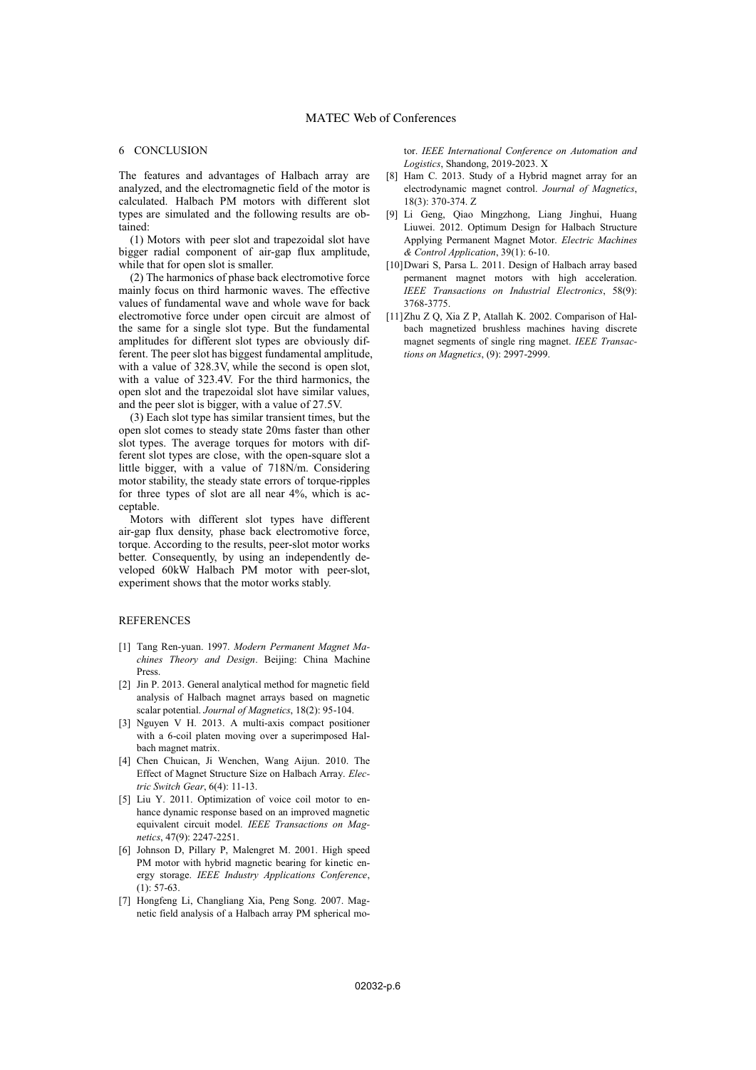## 6 CONCLUSION

The features and advantages of Halbach array are analyzed, and the electromagnetic field of the motor is calculated. Halbach PM motors with different slot types are simulated and the following results are obtained:

(1) Motors with peer slot and trapezoidal slot have bigger radial component of air-gap flux amplitude, while that for open slot is smaller.

(2) The harmonics of phase back electromotive force mainly focus on third harmonic waves. The effective values of fundamental wave and whole wave for back electromotive force under open circuit are almost of the same for a single slot type. But the fundamental amplitudes for different slot types are obviously different. The peer slot has biggest fundamental amplitude, with a value of 328.3V, while the second is open slot, with a value of 323.4V. For the third harmonics, the open slot and the trapezoidal slot have similar values, and the peer slot is bigger, with a value of 27.5V.

(3) Each slot type has similar transient times, but the open slot comes to steady state 20ms faster than other slot types. The average torques for motors with different slot types are close, with the open-square slot a little bigger, with a value of 718N/m. Considering motor stability, the steady state errors of torque-ripples for three types of slot are all near 4%, which is acceptable.

Motors with different slot types have different air-gap flux density, phase back electromotive force, torque. According to the results, peer-slot motor works better. Consequently, by using an independently developed 60kW Halbach PM motor with peer-slot, experiment shows that the motor works stably.

## REFERENCES

[1] Tang Ren-yuan. 1997. *Modern Permanent Magnet Machines Theory and Design*. Beijing: China Machine Press.

[2] Jin P. 2013. General analytical method for magnetic field analysis of Halbach magnet arrays based on magnetic scalar potential. *Journal of Magnetics*, 18(2): 95-104.

[3] Nguyen V H. 2013. A multi-axis compact positioner with a 6-coil platen moving over a superimposed Halbach magnet matrix.

[4] Chen Chuican, Ji Wenchen, Wang Aijun. 2010. The Effect of Magnet Structure Size on Halbach Array. *Electric Switch Gear*, 6(4): 11-13.

[5] Liu Y. 2011. Optimization of voice coil motor to enhance dynamic response based on an improved magnetic equivalent circuit model. *IEEE Transactions on Magnetics*, 47(9): 2247-2251.

[6] Johnson D, Pillary P, Malengret M. 2001. High speed PM motor with hybrid magnetic bearing for kinetic energy storage. *IEEE Industry Applications Conference*, (1): 57-63.

[7] Hongfeng Li, Changliang Xia, Peng Song. 2007. Magnetic field analysis of a Halbach array PM spherical motor. *IEEE International Conference on Automation and Logistics*, Shandong, 2019-2023. X

[8] Ham C. 2013. Study of a Hybrid magnet array for an electrodynamic magnet control. *Journal of Magnetics*, 18(3): 370-374. Z

[9] Li Geng, Qiao Mingzhong, Liang Jinghui, Huang Liuwei. 2012. Optimum Design for Halbach Structure Applying Permanent Magnet Motor. *Electric Machines & Control Application*, 39(1): 6-10.

[10] Dwari S, Parsa L. 2011. Design of Halbach array based permanent magnet motors with high acceleration. *IEEE Transactions on Industrial Electronics*, 58(9): 3768-3775.

[11] Zhu Z Q, Xia Z P, Atallah K. 2002. Comparison of Halbach magnetized brushless machines having discrete magnet segments of single ring magnet. *IEEE Transactions on Magnetics*, (9): 2997-2999.